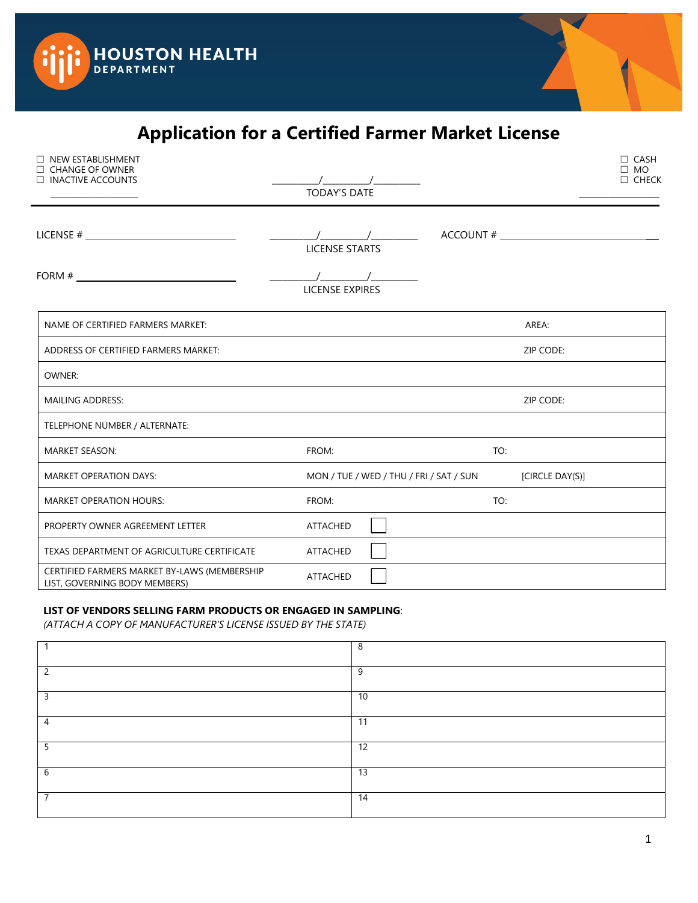HOUSTON HEALTH DEPARTMENT

# Application for a Certified Farmer Market License

☐ NEW ESTABLISHMENT
☐ CHANGE OF OWNER
☐ INACTIVE ACCOUNTS
_______________

_______/_______/_______
TODAY'S DATE

☐ CASH
☐ MO
☐ CHECK
_______________

LICENSE # _______________________

_______/_______/_______
LICENSE STARTS

ACCOUNT # _______________________

FORM # _______________________

_______/_______/_______
LICENSE EXPIRES

| NAME OF CERTIFIED FARMERS MARKET: | | AREA: |
|---|---|---|
| ADDRESS OF CERTIFIED FARMERS MARKET: | | ZIP CODE: |
| OWNER: | | |
| MAILING ADDRESS: | | ZIP CODE: |
| TELEPHONE NUMBER / ALTERNATE: | | |
| MARKET SEASON: | FROM: | TO: |
| MARKET OPERATION DAYS: | MON / TUE / WED / THU / FRI / SAT / SUN | [CIRCLE DAY(S)] |
| MARKET OPERATION HOURS: | FROM: | TO: |
| PROPERTY OWNER AGREEMENT LETTER | ATTACHED ☐ | |
| TEXAS DEPARTMENT OF AGRICULTURE CERTIFICATE | ATTACHED ☐ | |
| CERTIFIED FARMERS MARKET BY-LAWS (MEMBERSHIP LIST, GOVERNING BODY MEMBERS) | ATTACHED ☐ | |

**LIST OF VENDORS SELLING FARM PRODUCTS OR ENGAGED IN SAMPLING**:
*(ATTACH A COPY OF MANUFACTURER'S LICENSE ISSUED BY THE STATE)*

| | |
|---|---|
| 1 | 8 |
| 2 | 9 |
| 3 | 10 |
| 4 | 11 |
| 5 | 12 |
| 6 | 13 |
| 7 | 14 |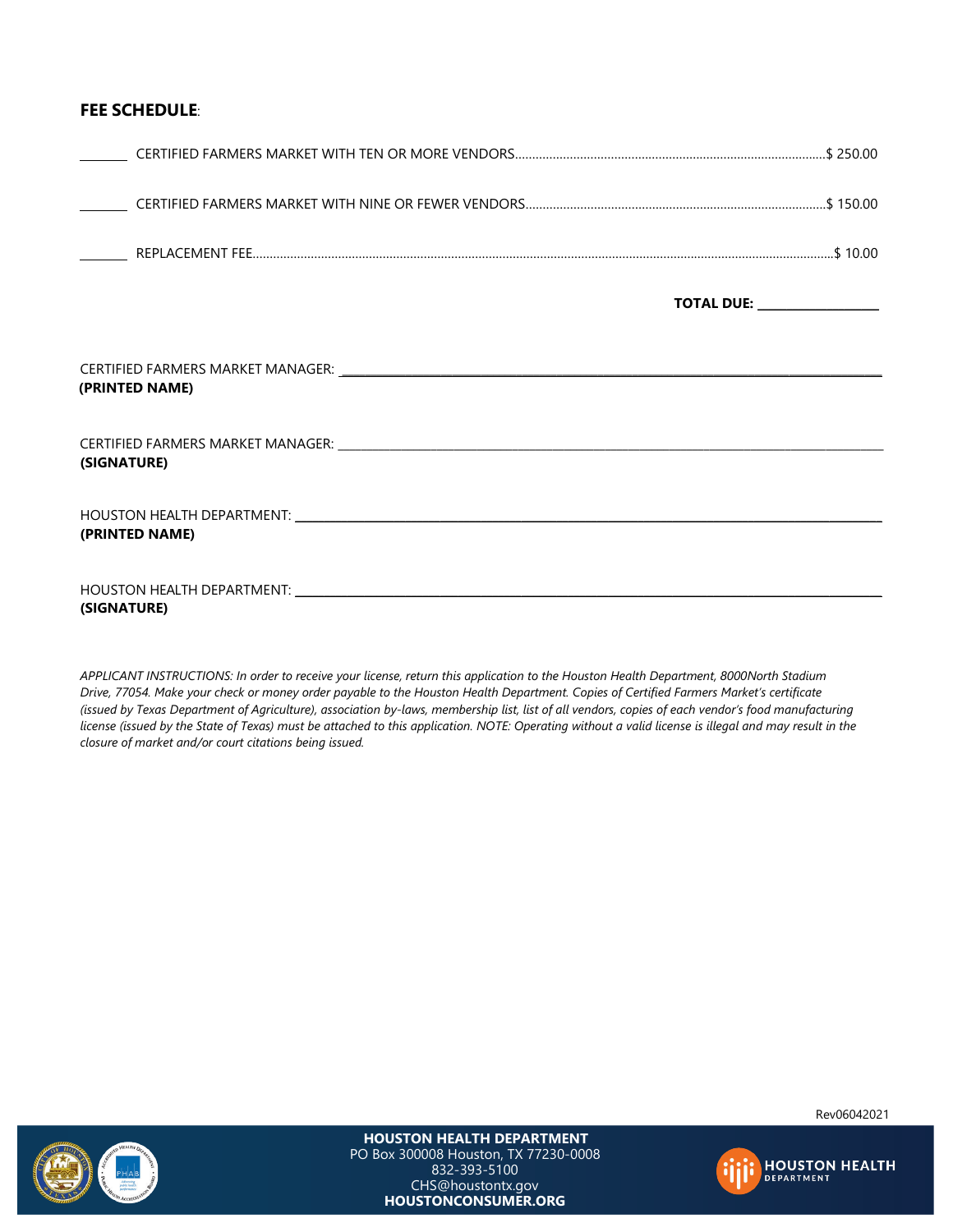**FEE SCHEDULE**:

_______ CERTIFIED FARMERS MARKET WITH TEN OR MORE VENDORS............................................................................................$ 250.00

_______ CERTIFIED FARMERS MARKET WITH NINE OR FEWER VENDORS........................................................................................$ 150.00

_______ REPLACEMENT FEE.........................................................................................................................................................................$ 10.00

**TOTAL DUE:** ___________________

CERTIFIED FARMERS MARKET MANAGER: ________________________________________________
**(PRINTED NAME)**

CERTIFIED FARMERS MARKET MANAGER: ________________________________________________
**(SIGNATURE)**

HOUSTON HEALTH DEPARTMENT: ________________________________________________
**(PRINTED NAME)**

HOUSTON HEALTH DEPARTMENT: ________________________________________________
**(SIGNATURE)**

*APPLICANT INSTRUCTIONS: In order to receive your license, return this application to the Houston Health Department, 8000North Stadium Drive, 77054. Make your check or money order payable to the Houston Health Department. Copies of Certified Farmers Market's certificate (issued by Texas Department of Agriculture), association by-laws, membership list, list of all vendors, copies of each vendor's food manufacturing license (issued by the State of Texas) must be attached to this application. NOTE: Operating without a valid license is illegal and may result in the closure of market and/or court citations being issued.*

Rev06042021

**HOUSTON HEALTH DEPARTMENT**
PO Box 300008 Houston, TX 77230-0008
832-393-5100
CHS@houstontx.gov
**HOUSTONCONSUMER.ORG**